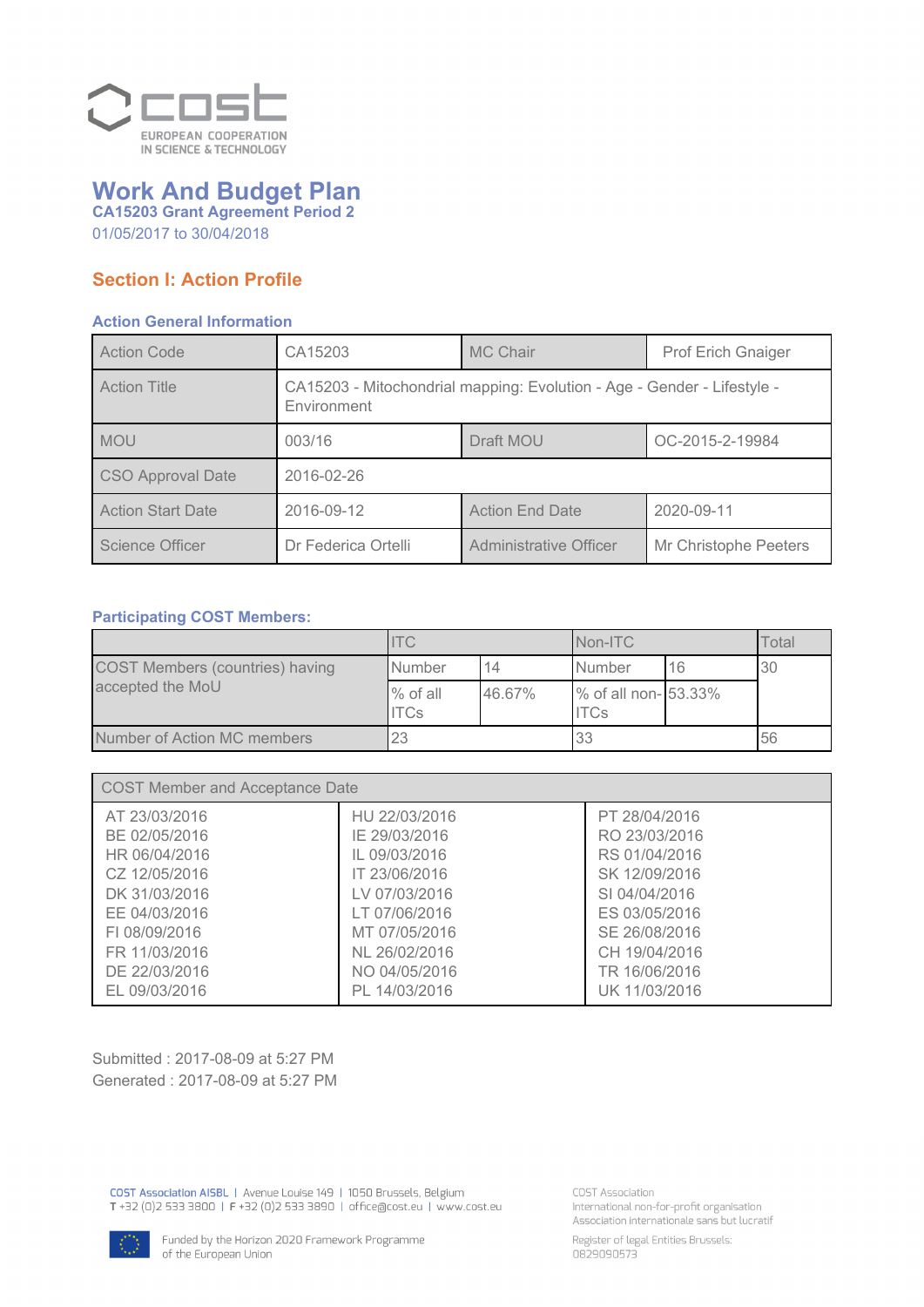# Work And Budget Plan

**CA15203 Grant Agreement Period 2**

01/05/2017 to 30/04/2018

## Section I: Action Profile

### Action General Information

| Action Code | CA15203 | MC Chair | Prof Erich Gnaiger |
|---|---|---|---|
| Action Title | CA15203 - Mitochondrial mapping: Evolution - Age - Gender - Lifestyle - Environment | | |
| MOU | 003/16 | Draft MOU | OC-2015-2-19984 |
| CSO Approval Date | 2016-02-26 | | |
| Action Start Date | 2016-09-12 | Action End Date | 2020-09-11 |
| Science Officer | Dr Federica Ortelli | Administrative Officer | Mr Christophe Peeters |

### Participating COST Members:

| | ITC | | Non-ITC | | Total |
|---|---|---|---|---|---|
| COST Members (countries) having accepted the MoU | Number | 14 | Number | 16 | 30 |
| | % of all ITCs | 46.67% | % of all non-ITCs | 53.33% | |
| Number of Action MC members | 23 | | 33 | | 56 |

| COST Member and Acceptance Date | | |
|---|---|---|
| AT 23/03/2016 | HU 22/03/2016 | PT 28/04/2016 |
| BE 02/05/2016 | IE 29/03/2016 | RO 23/03/2016 |
| HR 06/04/2016 | IL 09/03/2016 | RS 01/04/2016 |
| CZ 12/05/2016 | IT 23/06/2016 | SK 12/09/2016 |
| DK 31/03/2016 | LV 07/03/2016 | SI 04/04/2016 |
| EE 04/03/2016 | LT 07/06/2016 | ES 03/05/2016 |
| FI 08/09/2016 | MT 07/05/2016 | SE 26/08/2016 |
| FR 11/03/2016 | NL 26/02/2016 | CH 19/04/2016 |
| DE 22/03/2016 | NO 04/05/2016 | TR 16/06/2016 |
| EL 09/03/2016 | PL 14/03/2016 | UK 11/03/2016 |

Submitted : 2017-08-09 at 5:27 PM

Generated : 2017-08-09 at 5:27 PM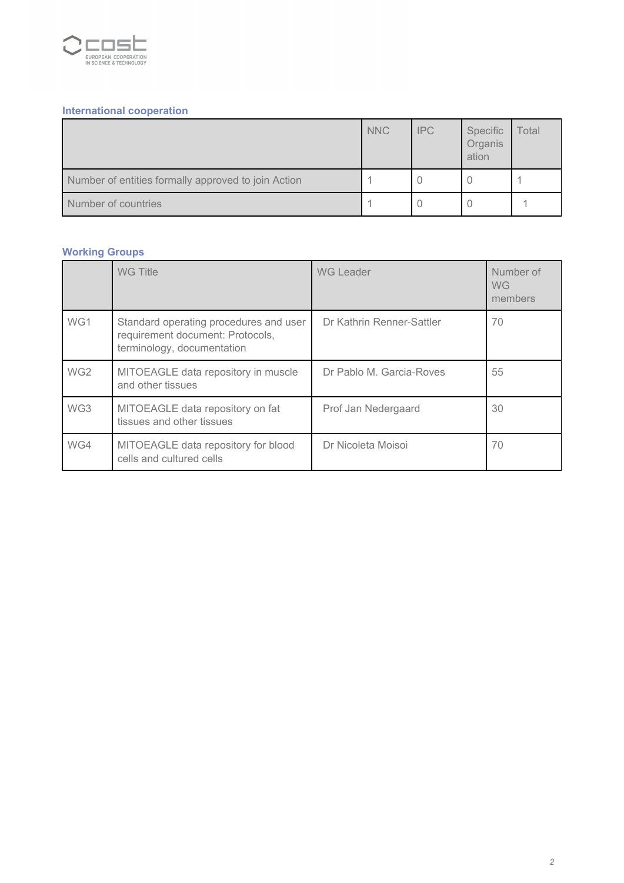## International cooperation

| | NNC | IPC | Specific Organisation | Total |
|---|---|---|---|---|
| Number of entities formally approved to join Action | 1 | 0 | 0 | 1 |
| Number of countries | 1 | 0 | 0 | 1 |

## Working Groups

| | WG Title | WG Leader | Number of WG members |
|---|---|---|---|
| WG1 | Standard operating procedures and user requirement document: Protocols, terminology, documentation | Dr Kathrin Renner-Sattler | 70 |
| WG2 | MITOEAGLE data repository in muscle and other tissues | Dr Pablo M. Garcia-Roves | 55 |
| WG3 | MITOEAGLE data repository on fat tissues and other tissues | Prof Jan Nedergaard | 30 |
| WG4 | MITOEAGLE data repository for blood cells and cultured cells | Dr Nicoleta Moisoi | 70 |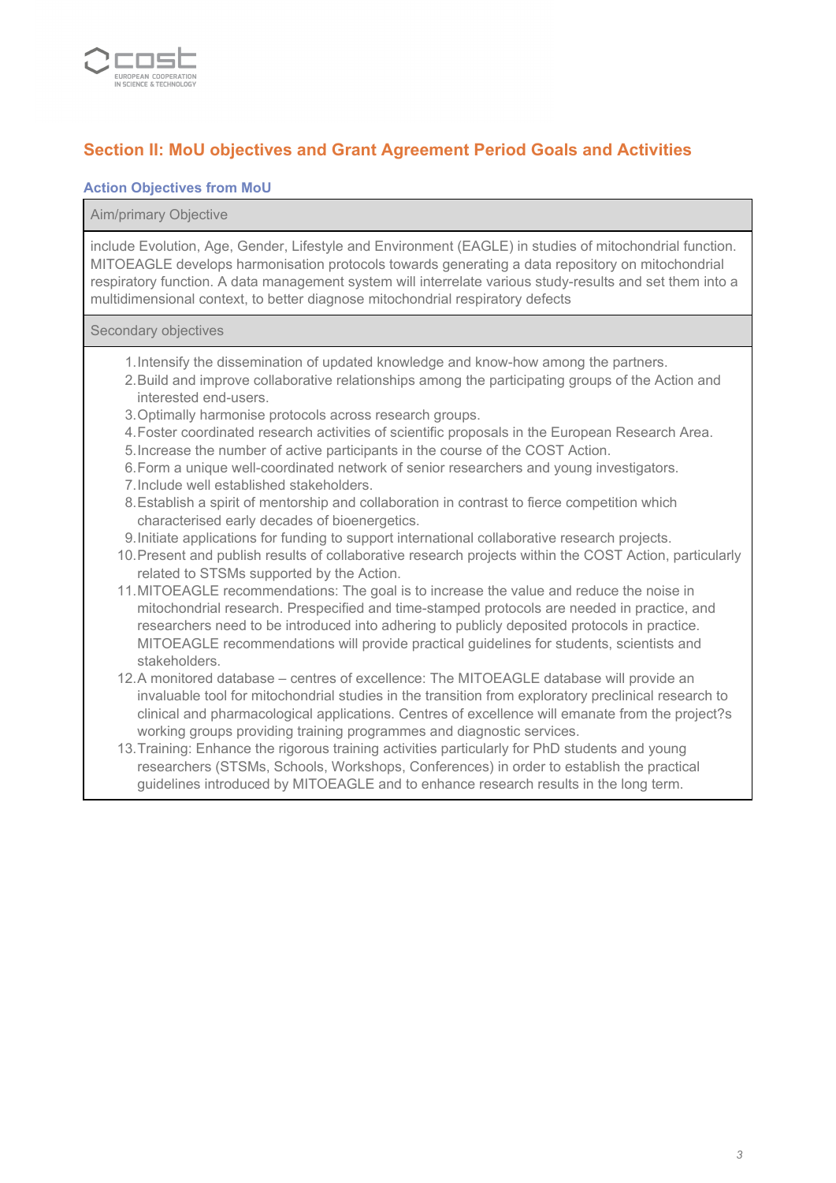## Section II: MoU objectives and Grant Agreement Period Goals and Activities

### Action Objectives from MoU

| Aim/primary Objective |
| --- |
| include Evolution, Age, Gender, Lifestyle and Environment (EAGLE) in studies of mitochondrial function. MITOEAGLE develops harmonisation protocols towards generating a data repository on mitochondrial respiratory function. A data management system will interrelate various study-results and set them into a multidimensional context, to better diagnose mitochondrial respiratory defects |

**Secondary objectives**

1. Intensify the dissemination of updated knowledge and know-how among the partners.
2. Build and improve collaborative relationships among the participating groups of the Action and interested end-users.
3. Optimally harmonise protocols across research groups.
4. Foster coordinated research activities of scientific proposals in the European Research Area.
5. Increase the number of active participants in the course of the COST Action.
6. Form a unique well-coordinated network of senior researchers and young investigators.
7. Include well established stakeholders.
8. Establish a spirit of mentorship and collaboration in contrast to fierce competition which characterised early decades of bioenergetics.
9. Initiate applications for funding to support international collaborative research projects.
10. Present and publish results of collaborative research projects within the COST Action, particularly related to STSMs supported by the Action.
11. MITOEAGLE recommendations: The goal is to increase the value and reduce the noise in mitochondrial research. Prespecified and time-stamped protocols are needed in practice, and researchers need to be introduced into adhering to publicly deposited protocols in practice. MITOEAGLE recommendations will provide practical guidelines for students, scientists and stakeholders.
12. A monitored database – centres of excellence: The MITOEAGLE database will provide an invaluable tool for mitochondrial studies in the transition from exploratory preclinical research to clinical and pharmacological applications. Centres of excellence will emanate from the project?s working groups providing training programmes and diagnostic services.
13. Training: Enhance the rigorous training activities particularly for PhD students and young researchers (STSMs, Schools, Workshops, Conferences) in order to establish the practical guidelines introduced by MITOEAGLE and to enhance research results in the long term.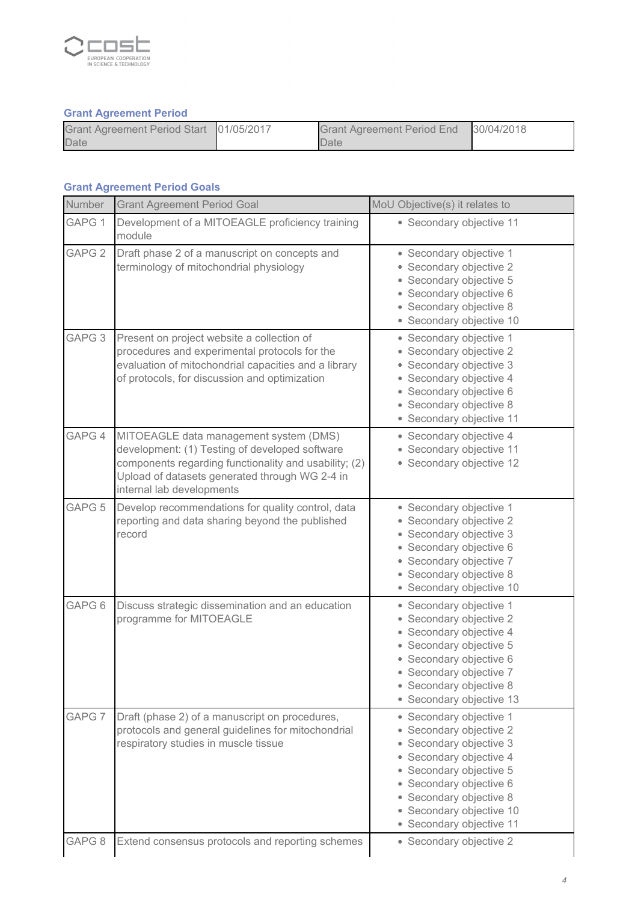### Grant Agreement Period

| Grant Agreement Period Start Date | 01/05/2017 | Grant Agreement Period End Date | 30/04/2018 |
|---|---|---|---|

### Grant Agreement Period Goals

| Number | Grant Agreement Period Goal | MoU Objective(s) it relates to |
|---|---|---|
| GAPG 1 | Development of a MITOEAGLE proficiency training module | • Secondary objective 11 |
| GAPG 2 | Draft phase 2 of a manuscript on concepts and terminology of mitochondrial physiology | • Secondary objective 1<br>• Secondary objective 2<br>• Secondary objective 5<br>• Secondary objective 6<br>• Secondary objective 8<br>• Secondary objective 10 |
| GAPG 3 | Present on project website a collection of procedures and experimental protocols for the evaluation of mitochondrial capacities and a library of protocols, for discussion and optimization | • Secondary objective 1<br>• Secondary objective 2<br>• Secondary objective 3<br>• Secondary objective 4<br>• Secondary objective 6<br>• Secondary objective 8<br>• Secondary objective 11 |
| GAPG 4 | MITOEAGLE data management system (DMS) development: (1) Testing of developed software components regarding functionality and usability; (2) Upload of datasets generated through WG 2-4 in internal lab developments | • Secondary objective 4<br>• Secondary objective 11<br>• Secondary objective 12 |
| GAPG 5 | Develop recommendations for quality control, data reporting and data sharing beyond the published record | • Secondary objective 1<br>• Secondary objective 2<br>• Secondary objective 3<br>• Secondary objective 6<br>• Secondary objective 7<br>• Secondary objective 8<br>• Secondary objective 10 |
| GAPG 6 | Discuss strategic dissemination and an education programme for MITOEAGLE | • Secondary objective 1<br>• Secondary objective 2<br>• Secondary objective 4<br>• Secondary objective 5<br>• Secondary objective 6<br>• Secondary objective 7<br>• Secondary objective 8<br>• Secondary objective 13 |
| GAPG 7 | Draft (phase 2) of a manuscript on procedures, protocols and general guidelines for mitochondrial respiratory studies in muscle tissue | • Secondary objective 1<br>• Secondary objective 2<br>• Secondary objective 3<br>• Secondary objective 4<br>• Secondary objective 5<br>• Secondary objective 6<br>• Secondary objective 8<br>• Secondary objective 10<br>• Secondary objective 11 |
| GAPG 8 | Extend consensus protocols and reporting schemes | • Secondary objective 2 |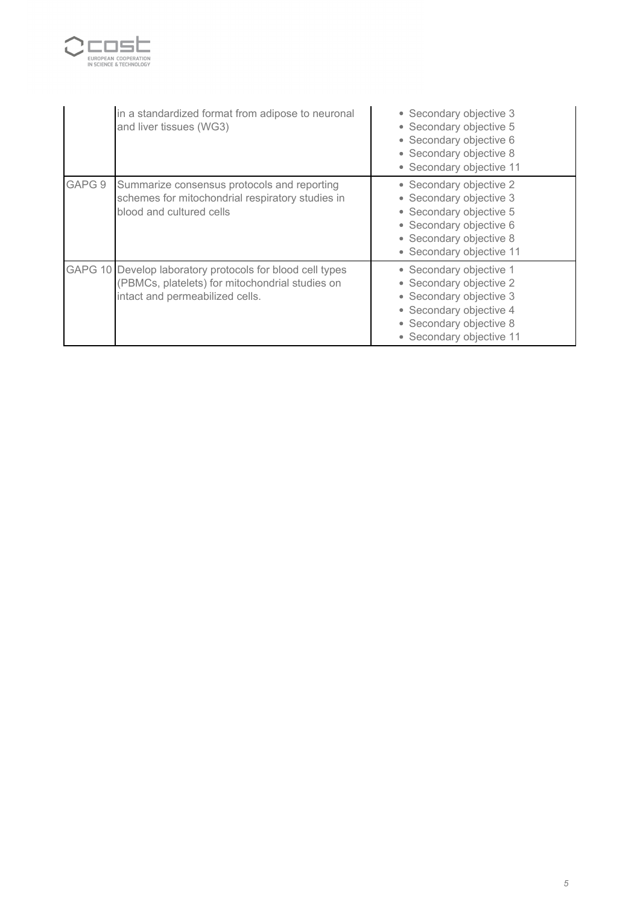|  | in a standardized format from adipose to neuronal and liver tissues (WG3) | • Secondary objective 3<br>• Secondary objective 5<br>• Secondary objective 6<br>• Secondary objective 8<br>• Secondary objective 11 |
|---|---|---|
| GAPG 9 | Summarize consensus protocols and reporting schemes for mitochondrial respiratory studies in blood and cultured cells | • Secondary objective 2<br>• Secondary objective 3<br>• Secondary objective 5<br>• Secondary objective 6<br>• Secondary objective 8<br>• Secondary objective 11 |
| GAPG 10 | Develop laboratory protocols for blood cell types (PBMCs, platelets) for mitochondrial studies on intact and permeabilized cells. | • Secondary objective 1<br>• Secondary objective 2<br>• Secondary objective 3<br>• Secondary objective 4<br>• Secondary objective 8<br>• Secondary objective 11 |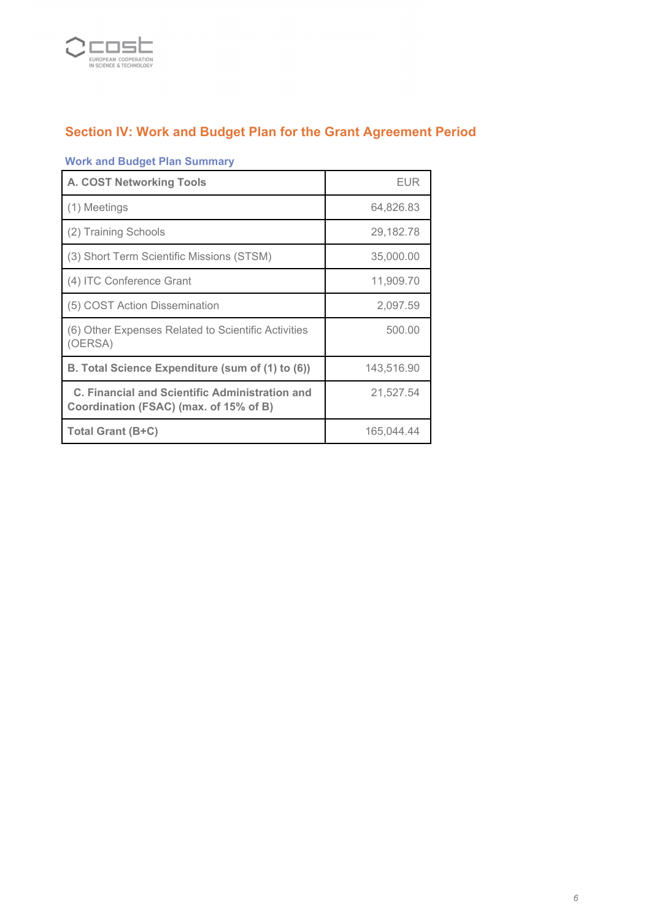## Section IV: Work and Budget Plan for the Grant Agreement Period

### Work and Budget Plan Summary

| **A. COST Networking Tools** | EUR |
|---|---|
| (1) Meetings | 64,826.83 |
| (2) Training Schools | 29,182.78 |
| (3) Short Term Scientific Missions (STSM) | 35,000.00 |
| (4) ITC Conference Grant | 11,909.70 |
| (5) COST Action Dissemination | 2,097.59 |
| (6) Other Expenses Related to Scientific Activities (OERSA) | 500.00 |
| **B. Total Science Expenditure (sum of (1) to (6))** | 143,516.90 |
| **C. Financial and Scientific Administration and Coordination (FSAC) (max. of 15% of B)** | 21,527.54 |
| **Total Grant (B+C)** | 165,044.44 |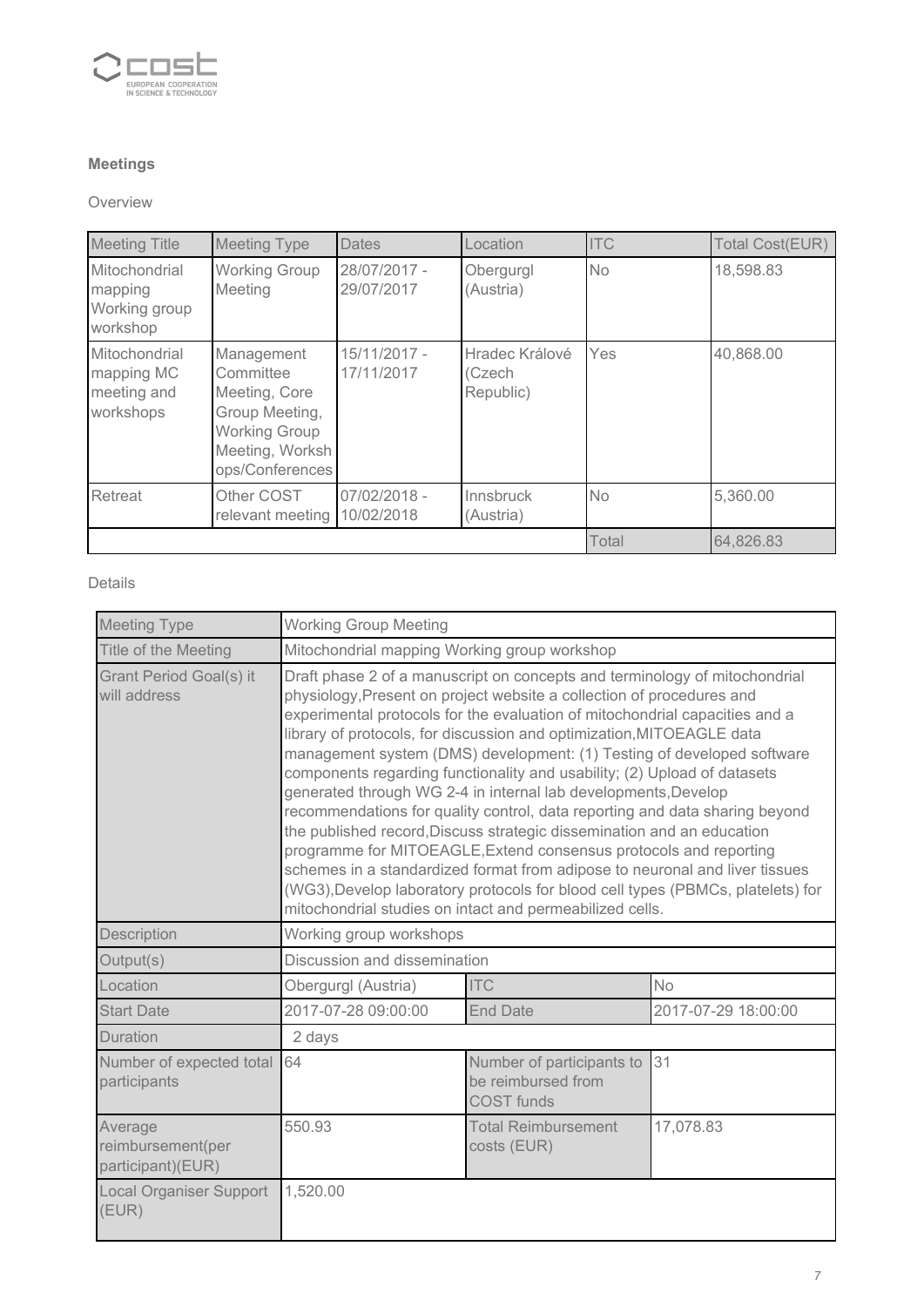## Meetings

Overview

| Meeting Title | Meeting Type | Dates | Location | ITC | Total Cost(EUR) |
|---|---|---|---|---|---|
| Mitochondrial mapping Working group workshop | Working Group Meeting | 28/07/2017 - 29/07/2017 | Obergurgl (Austria) | No | 18,598.83 |
| Mitochondrial mapping MC meeting and workshops | Management Committee Meeting, Core Group Meeting, Working Group Meeting, Workshops/Conferences | 15/11/2017 - 17/11/2017 | Hradec Králové (Czech Republic) | Yes | 40,868.00 |
| Retreat | Other COST relevant meeting | 07/02/2018 - 10/02/2018 | Innsbruck (Austria) | No | 5,360.00 |
| | | | | Total | 64,826.83 |

Details

| Meeting Type | Working Group Meeting | | |
|---|---|---|---|
| Title of the Meeting | Mitochondrial mapping Working group workshop | | |
| Grant Period Goal(s) it will address | Draft phase 2 of a manuscript on concepts and terminology of mitochondrial physiology,Present on project website a collection of procedures and experimental protocols for the evaluation of mitochondrial capacities and a library of protocols, for discussion and optimization,MITOEAGLE data management system (DMS) development: (1) Testing of developed software components regarding functionality and usability; (2) Upload of datasets generated through WG 2-4 in internal lab developments,Develop recommendations for quality control, data reporting and data sharing beyond the published record,Discuss strategic dissemination and an education programme for MITOEAGLE,Extend consensus protocols and reporting schemes in a standardized format from adipose to neuronal and liver tissues (WG3),Develop laboratory protocols for blood cell types (PBMCs, platelets) for mitochondrial studies on intact and permeabilized cells. | | |
| Description | Working group workshops | | |
| Output(s) | Discussion and dissemination | | |
| Location | Obergurgl (Austria) | ITC | No |
| Start Date | 2017-07-28 09:00:00 | End Date | 2017-07-29 18:00:00 |
| Duration | 2 days | | |
| Number of expected total participants | 64 | Number of participants to be reimbursed from COST funds | 31 |
| Average reimbursement(per participant)(EUR) | 550.93 | Total Reimbursement costs (EUR) | 17,078.83 |
| Local Organiser Support (EUR) | 1,520.00 | | |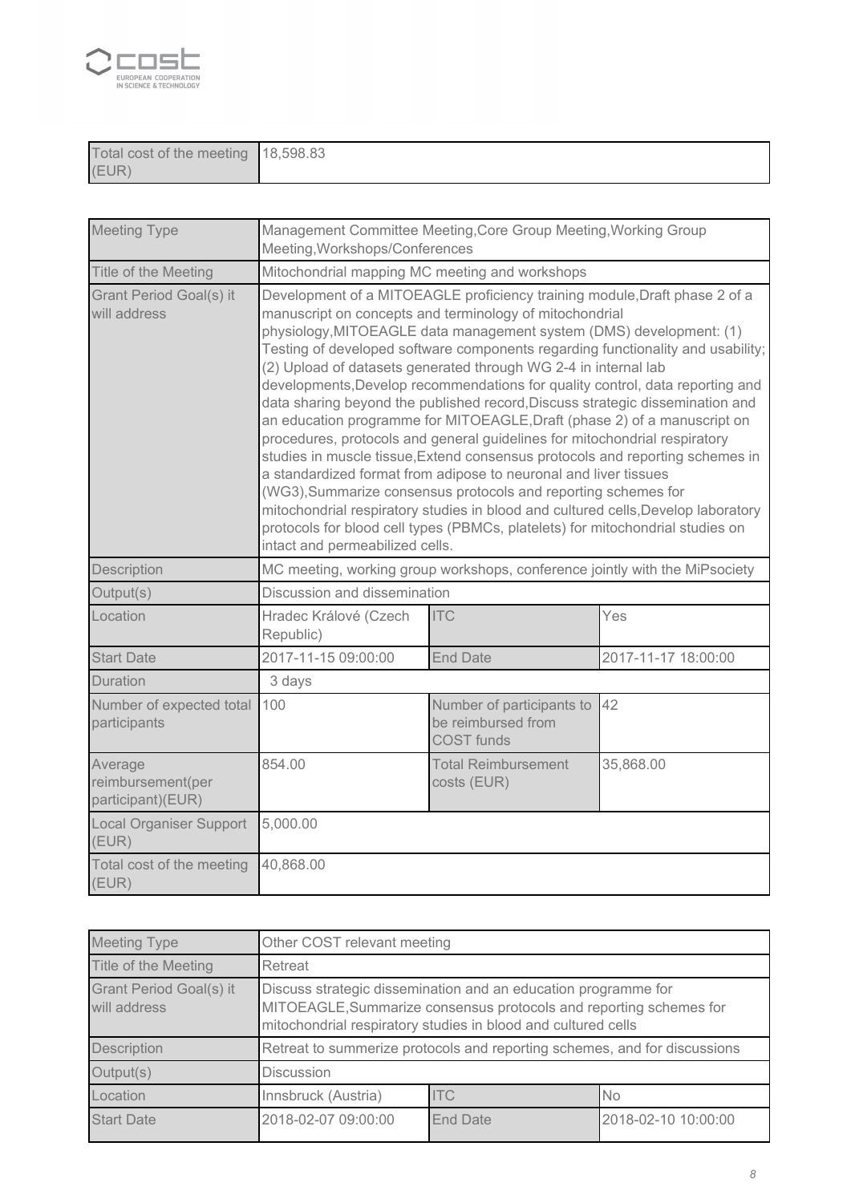| Total cost of the meeting (EUR) | 18,598.83 |
|---|---|

| Meeting Type | Management Committee Meeting,Core Group Meeting,Working Group Meeting,Workshops/Conferences | | |
|---|---|---|---|
| Title of the Meeting | Mitochondrial mapping MC meeting and workshops | | |
| Grant Period Goal(s) it will address | Development of a MITOEAGLE proficiency training module,Draft phase 2 of a manuscript on concepts and terminology of mitochondrial physiology,MITOEAGLE data management system (DMS) development: (1) Testing of developed software components regarding functionality and usability; (2) Upload of datasets generated through WG 2-4 in internal lab developments,Develop recommendations for quality control, data reporting and data sharing beyond the published record,Discuss strategic dissemination and an education programme for MITOEAGLE,Draft (phase 2) of a manuscript on procedures, protocols and general guidelines for mitochondrial respiratory studies in muscle tissue,Extend consensus protocols and reporting schemes in a standardized format from adipose to neuronal and liver tissues (WG3),Summarize consensus protocols and reporting schemes for mitochondrial respiratory studies in blood and cultured cells,Develop laboratory protocols for blood cell types (PBMCs, platelets) for mitochondrial studies on intact and permeabilized cells. | | |
| Description | MC meeting, working group workshops, conference jointly with the MiPsociety | | |
| Output(s) | Discussion and dissemination | | |
| Location | Hradec Králové (Czech Republic) | ITC | Yes |
| Start Date | 2017-11-15 09:00:00 | End Date | 2017-11-17 18:00:00 |
| Duration | 3 days | | |
| Number of expected total participants | 100 | Number of participants to be reimbursed from COST funds | 42 |
| Average reimbursement(per participant)(EUR) | 854.00 | Total Reimbursement costs (EUR) | 35,868.00 |
| Local Organiser Support (EUR) | 5,000.00 | | |
| Total cost of the meeting (EUR) | 40,868.00 | | |

| Meeting Type | Other COST relevant meeting | | |
|---|---|---|---|
| Title of the Meeting | Retreat | | |
| Grant Period Goal(s) it will address | Discuss strategic dissemination and an education programme for MITOEAGLE,Summarize consensus protocols and reporting schemes for mitochondrial respiratory studies in blood and cultured cells | | |
| Description | Retreat to summerize protocols and reporting schemes, and for discussions | | |
| Output(s) | Discussion | | |
| Location | Innsbruck (Austria) | ITC | No |
| Start Date | 2018-02-07 09:00:00 | End Date | 2018-02-10 10:00:00 |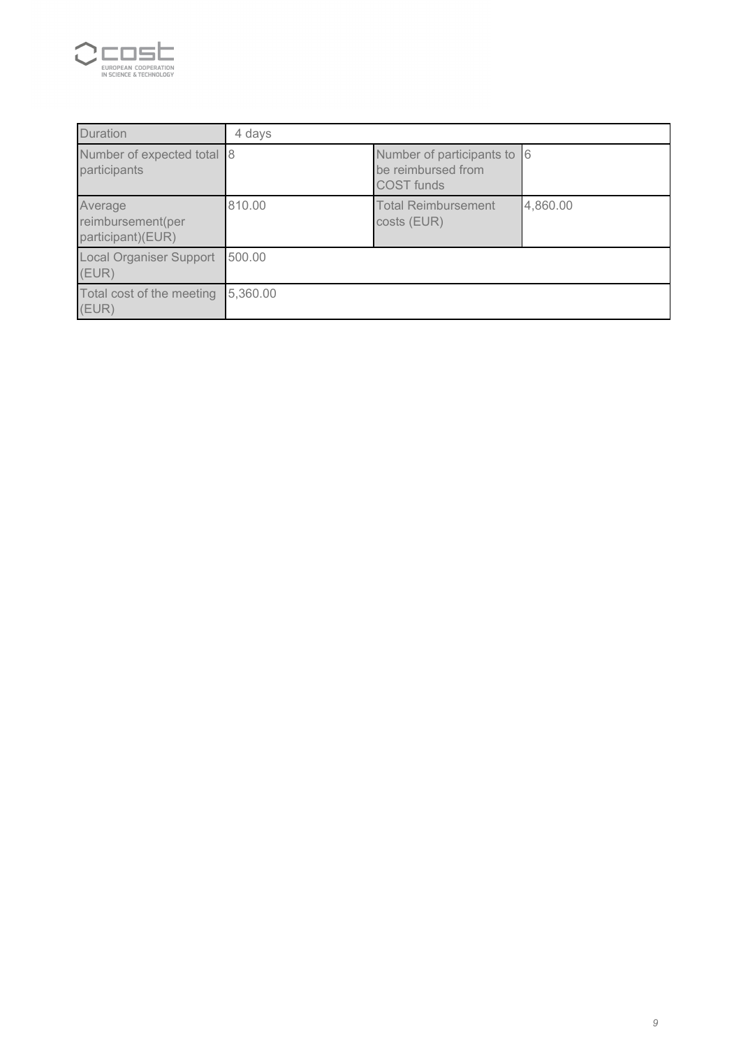| Duration | 4 days | | |
|---|---|---|---|
| Number of expected total participants | 8 | Number of participants to be reimbursed from COST funds | 6 |
| Average reimbursement(per participant)(EUR) | 810.00 | Total Reimbursement costs (EUR) | 4,860.00 |
| Local Organiser Support (EUR) | 500.00 | | |
| Total cost of the meeting (EUR) | 5,360.00 | | |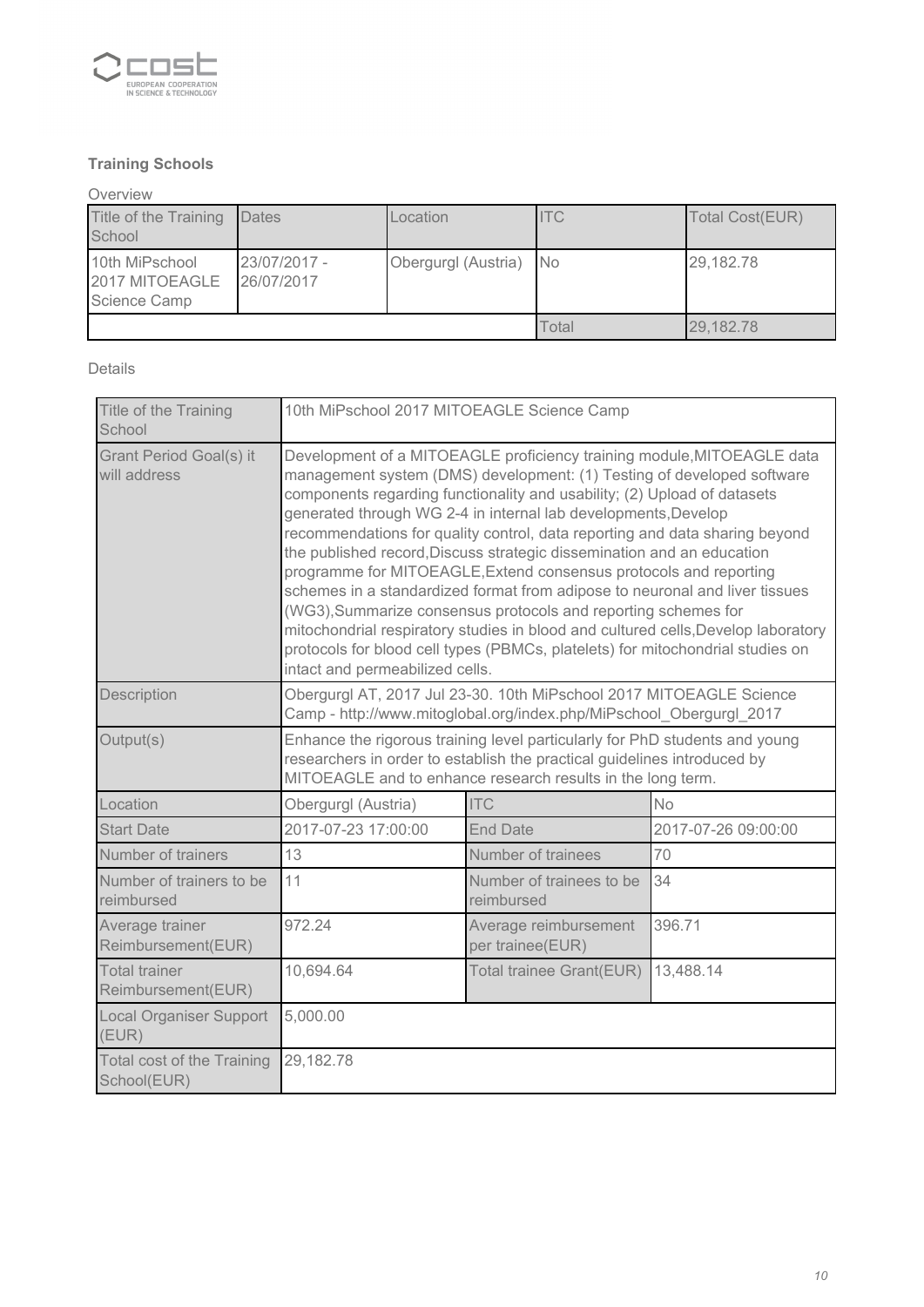### Training Schools

Overview

| Title of the Training School | Dates | Location | ITC | Total Cost(EUR) |
|---|---|---|---|---|
| 10th MiPschool 2017 MITOEAGLE Science Camp | 23/07/2017 - 26/07/2017 | Obergurgl (Austria) | No | 29,182.78 |
| | | | Total | 29,182.78 |

Details

| | | | |
|---|---|---|---|
| Title of the Training School | 10th MiPschool 2017 MITOEAGLE Science Camp | | |
| Grant Period Goal(s) it will address | Development of a MITOEAGLE proficiency training module,MITOEAGLE data management system (DMS) development: (1) Testing of developed software components regarding functionality and usability; (2) Upload of datasets generated through WG 2-4 in internal lab developments,Develop recommendations for quality control, data reporting and data sharing beyond the published record,Discuss strategic dissemination and an education programme for MITOEAGLE,Extend consensus protocols and reporting schemes in a standardized format from adipose to neuronal and liver tissues (WG3),Summarize consensus protocols and reporting schemes for mitochondrial respiratory studies in blood and cultured cells,Develop laboratory protocols for blood cell types (PBMCs, platelets) for mitochondrial studies on intact and permeabilized cells. | | |
| Description | Obergurgl AT, 2017 Jul 23-30. 10th MiPschool 2017 MITOEAGLE Science Camp - http://www.mitoglobal.org/index.php/MiPschool_Obergurgl_2017 | | |
| Output(s) | Enhance the rigorous training level particularly for PhD students and young researchers in order to establish the practical guidelines introduced by MITOEAGLE and to enhance research results in the long term. | | |
| Location | Obergurgl (Austria) | ITC | No |
| Start Date | 2017-07-23 17:00:00 | End Date | 2017-07-26 09:00:00 |
| Number of trainers | 13 | Number of trainees | 70 |
| Number of trainers to be reimbursed | 11 | Number of trainees to be reimbursed | 34 |
| Average trainer Reimbursement(EUR) | 972.24 | Average reimbursement per trainee(EUR) | 396.71 |
| Total trainer Reimbursement(EUR) | 10,694.64 | Total trainee Grant(EUR) | 13,488.14 |
| Local Organiser Support (EUR) | 5,000.00 | | |
| Total cost of the Training School(EUR) | 29,182.78 | | |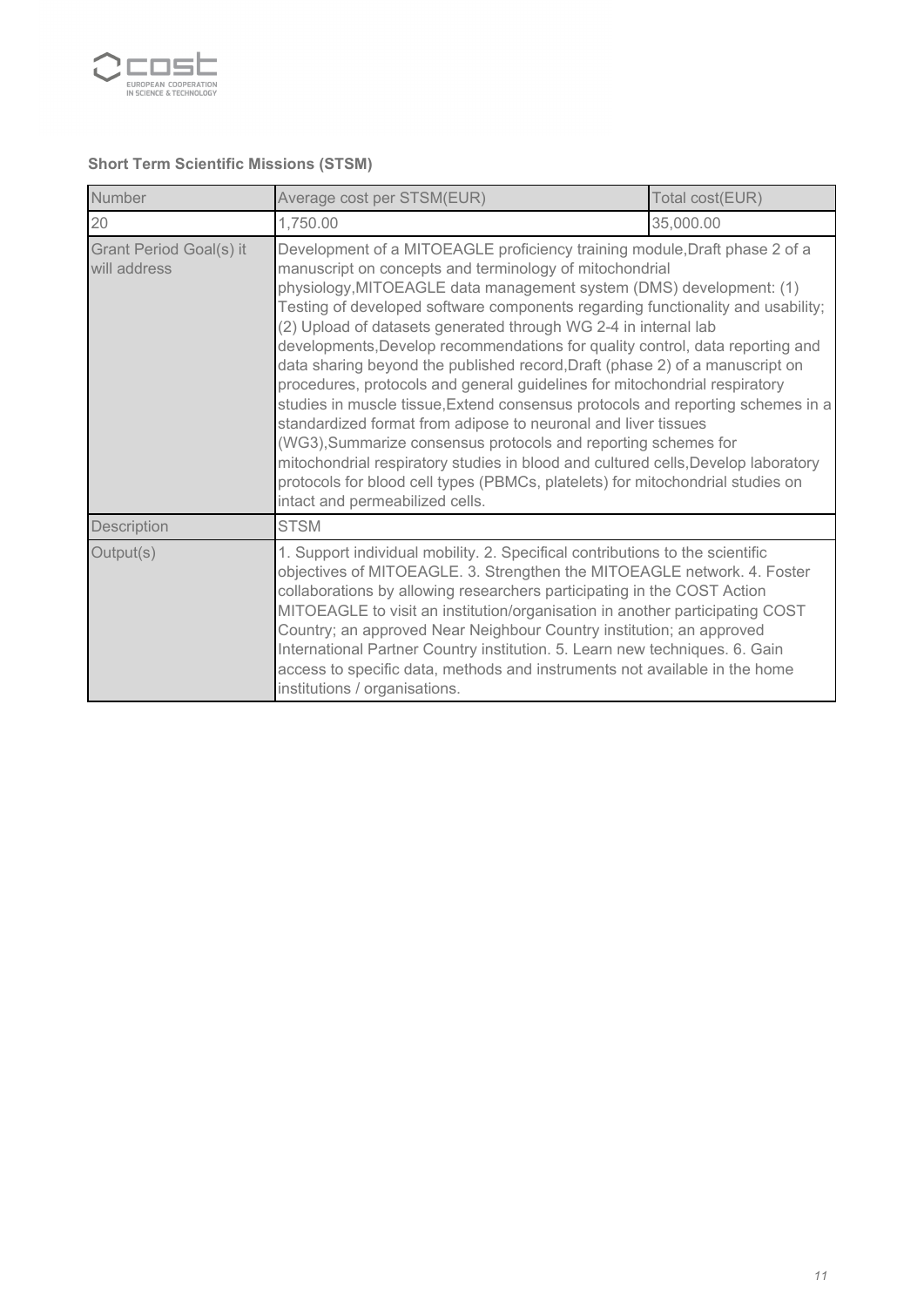**Short Term Scientific Missions (STSM)**

| Number | Average cost per STSM(EUR) | Total cost(EUR) |
|---|---|---|
| 20 | 1,750.00 | 35,000.00 |
| Grant Period Goal(s) it will address | Development of a MITOEAGLE proficiency training module,Draft phase 2 of a manuscript on concepts and terminology of mitochondrial physiology,MITOEAGLE data management system (DMS) development: (1) Testing of developed software components regarding functionality and usability; (2) Upload of datasets generated through WG 2-4 in internal lab developments,Develop recommendations for quality control, data reporting and data sharing beyond the published record,Draft (phase 2) of a manuscript on procedures, protocols and general guidelines for mitochondrial respiratory studies in muscle tissue,Extend consensus protocols and reporting schemes in a standardized format from adipose to neuronal and liver tissues (WG3),Summarize consensus protocols and reporting schemes for mitochondrial respiratory studies in blood and cultured cells,Develop laboratory protocols for blood cell types (PBMCs, platelets) for mitochondrial studies on intact and permeabilized cells. | |
| Description | STSM | |
| Output(s) | 1. Support individual mobility. 2. Specifical contributions to the scientific objectives of MITOEAGLE. 3. Strengthen the MITOEAGLE network. 4. Foster collaborations by allowing researchers participating in the COST Action MITOEAGLE to visit an institution/organisation in another participating COST Country; an approved Near Neighbour Country institution; an approved International Partner Country institution. 5. Learn new techniques. 6. Gain access to specific data, methods and instruments not available in the home institutions / organisations. | |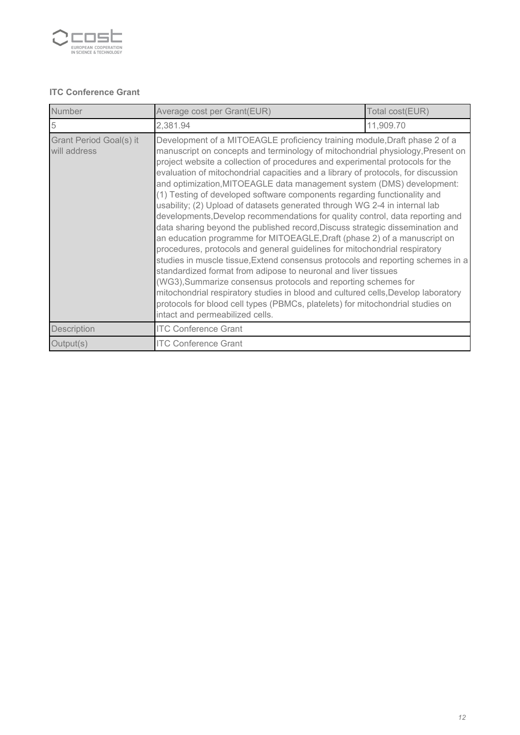**ITC Conference Grant**

| Number | Average cost per Grant(EUR) | Total cost(EUR) |
|---|---|---|
| 5 | 2,381.94 | 11,909.70 |
| Grant Period Goal(s) it will address | Development of a MITOEAGLE proficiency training module,Draft phase 2 of a manuscript on concepts and terminology of mitochondrial physiology,Present on project website a collection of procedures and experimental protocols for the evaluation of mitochondrial capacities and a library of protocols, for discussion and optimization,MITOEAGLE data management system (DMS) development: (1) Testing of developed software components regarding functionality and usability; (2) Upload of datasets generated through WG 2-4 in internal lab developments,Develop recommendations for quality control, data reporting and data sharing beyond the published record,Discuss strategic dissemination and an education programme for MITOEAGLE,Draft (phase 2) of a manuscript on procedures, protocols and general guidelines for mitochondrial respiratory studies in muscle tissue,Extend consensus protocols and reporting schemes in a standardized format from adipose to neuronal and liver tissues (WG3),Summarize consensus protocols and reporting schemes for mitochondrial respiratory studies in blood and cultured cells,Develop laboratory protocols for blood cell types (PBMCs, platelets) for mitochondrial studies on intact and permeabilized cells. | |
| Description | ITC Conference Grant | |
| Output(s) | ITC Conference Grant | |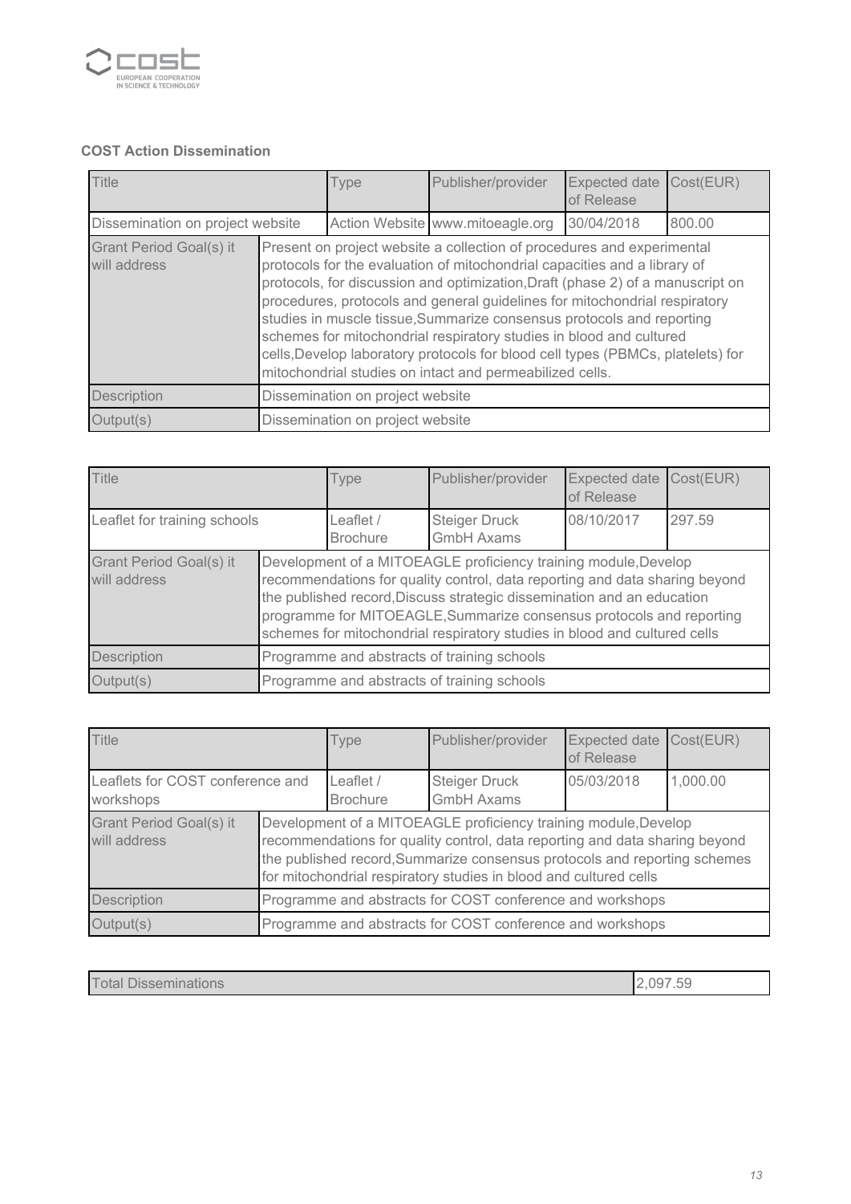**COST Action Dissemination**

| Title | | Type | Publisher/provider | Expected date of Release | Cost(EUR) |
|---|---|---|---|---|---|
| Dissemination on project website | | Action Website | www.mitoeagle.org | 30/04/2018 | 800.00 |
| Grant Period Goal(s) it will address | Present on project website a collection of procedures and experimental protocols for the evaluation of mitochondrial capacities and a library of protocols, for discussion and optimization,Draft (phase 2) of a manuscript on procedures, protocols and general guidelines for mitochondrial respiratory studies in muscle tissue,Summarize consensus protocols and reporting schemes for mitochondrial respiratory studies in blood and cultured cells,Develop laboratory protocols for blood cell types (PBMCs, platelets) for mitochondrial studies on intact and permeabilized cells. | | | | |
| Description | Dissemination on project website | | | | |
| Output(s) | Dissemination on project website | | | | |

| Title | | Type | Publisher/provider | Expected date of Release | Cost(EUR) |
|---|---|---|---|---|---|
| Leaflet for training schools | | Leaflet / Brochure | Steiger Druck GmbH Axams | 08/10/2017 | 297.59 |
| Grant Period Goal(s) it will address | Development of a MITOEAGLE proficiency training module,Develop recommendations for quality control, data reporting and data sharing beyond the published record,Discuss strategic dissemination and an education programme for MITOEAGLE,Summarize consensus protocols and reporting schemes for mitochondrial respiratory studies in blood and cultured cells | | | | |
| Description | Programme and abstracts of training schools | | | | |
| Output(s) | Programme and abstracts of training schools | | | | |

| Title | | Type | Publisher/provider | Expected date of Release | Cost(EUR) |
|---|---|---|---|---|---|
| Leaflets for COST conference and workshops | | Leaflet / Brochure | Steiger Druck GmbH Axams | 05/03/2018 | 1,000.00 |
| Grant Period Goal(s) it will address | Development of a MITOEAGLE proficiency training module,Develop recommendations for quality control, data reporting and data sharing beyond the published record,Summarize consensus protocols and reporting schemes for mitochondrial respiratory studies in blood and cultured cells | | | | |
| Description | Programme and abstracts for COST conference and workshops | | | | |
| Output(s) | Programme and abstracts for COST conference and workshops | | | | |

| Total Disseminations | 2,097.59 |
|---|---|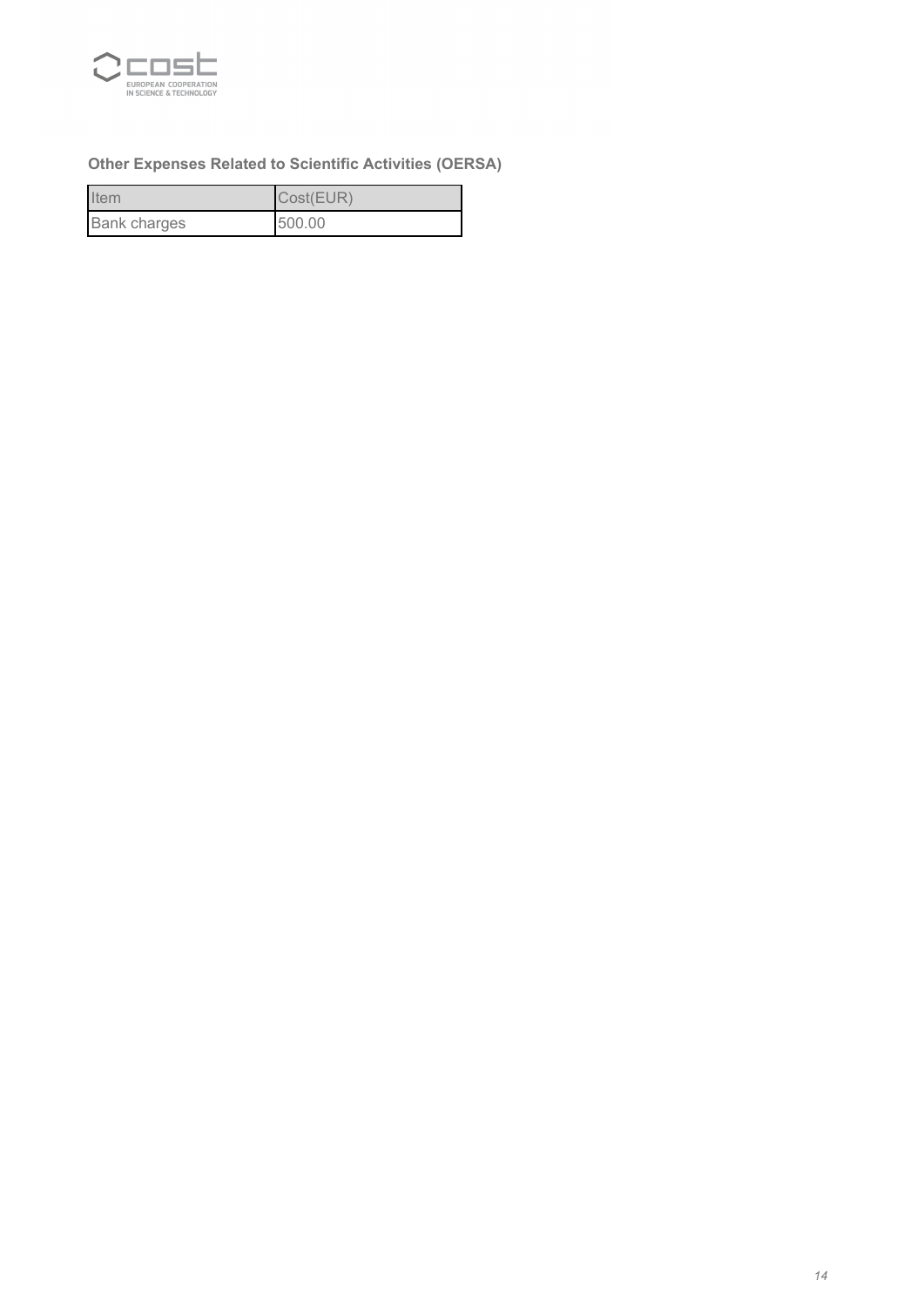**Other Expenses Related to Scientific Activities (OERSA)**

| Item | Cost(EUR) |
|---|---|
| Bank charges | 500.00 |